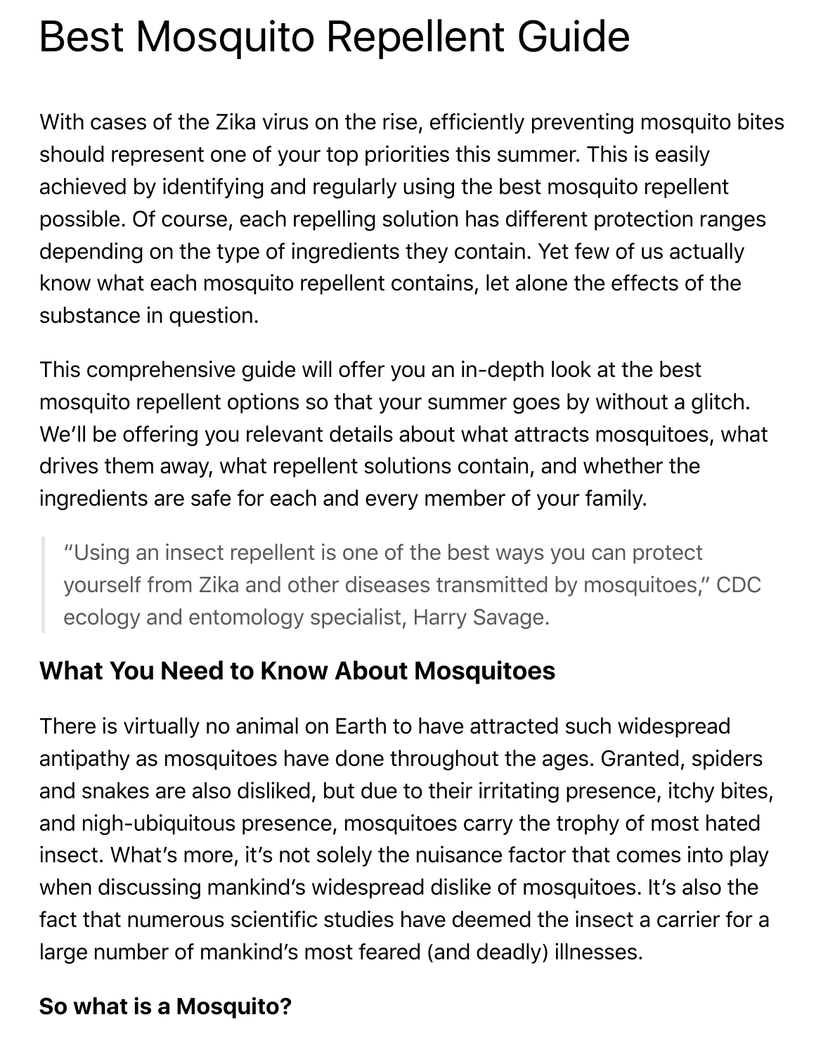# Best Mosquito Repellent Guide

With cases of the Zika virus on the rise, efficiently preventing mosquito bites should represent one of your top priorities this summer. This is easily achieved by identifying and regularly using the best mosquito repellent possible. Of course, each repelling solution has different protection ranges depending on the type of ingredients they contain. Yet few of us actually know what each mosquito repellent contains, let alone the effects of the substance in question.

This comprehensive guide will offer you an in-depth look at the best mosquito repellent options so that your summer goes by without a glitch. We'll be offering you relevant details about what attracts mosquitoes, what drives them away, what repellent solutions contain, and whether the ingredients are safe for each and every member of your family.

> "Using an insect repellent is one of the best ways you can protect yourself from Zika and other diseases transmitted by mosquitoes," CDC ecology and entomology specialist, Harry Savage.

## What You Need to Know About Mosquitoes

There is virtually no animal on Earth to have attracted such widespread antipathy as mosquitoes have done throughout the ages. Granted, spiders and snakes are also disliked, but due to their irritating presence, itchy bites, and nigh-ubiquitous presence, mosquitoes carry the trophy of most hated insect. What's more, it's not solely the nuisance factor that comes into play when discussing mankind's widespread dislike of mosquitoes. It's also the fact that numerous scientific studies have deemed the insect a carrier for a large number of mankind's most feared (and deadly) illnesses.

### So what is a Mosquito?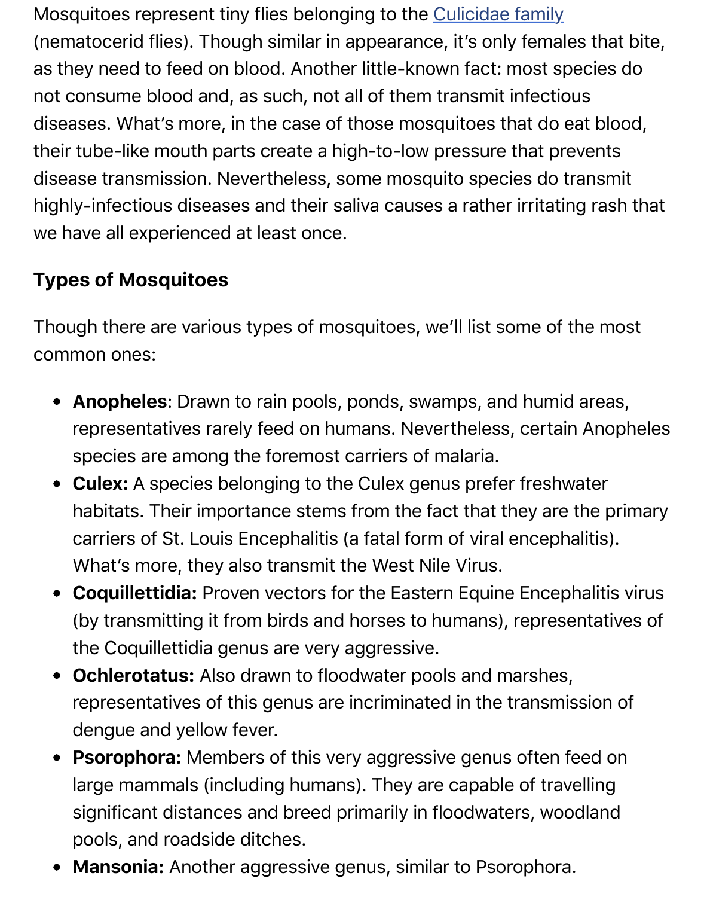Mosquitoes represent tiny flies belonging to the [Culicidae family]() (nematocerid flies). Though similar in appearance, it's only females that bite, as they need to feed on blood. Another little-known fact: most species do not consume blood and, as such, not all of them transmit infectious diseases. What's more, in the case of those mosquitoes that do eat blood, their tube-like mouth parts create a high-to-low pressure that prevents disease transmission. Nevertheless, some mosquito species do transmit highly-infectious diseases and their saliva causes a rather irritating rash that we have all experienced at least once.

### Types of Mosquitoes

Though there are various types of mosquitoes, we'll list some of the most common ones:

- **Anopheles**: Drawn to rain pools, ponds, swamps, and humid areas, representatives rarely feed on humans. Nevertheless, certain Anopheles species are among the foremost carriers of malaria.
- **Culex:** A species belonging to the Culex genus prefer freshwater habitats. Their importance stems from the fact that they are the primary carriers of St. Louis Encephalitis (a fatal form of viral encephalitis). What's more, they also transmit the West Nile Virus.
- **Coquillettidia:** Proven vectors for the Eastern Equine Encephalitis virus (by transmitting it from birds and horses to humans), representatives of the Coquillettidia genus are very aggressive.
- **Ochlerotatus:** Also drawn to floodwater pools and marshes, representatives of this genus are incriminated in the transmission of dengue and yellow fever.
- **Psorophora:** Members of this very aggressive genus often feed on large mammals (including humans). They are capable of travelling significant distances and breed primarily in floodwaters, woodland pools, and roadside ditches.
- **Mansonia:** Another aggressive genus, similar to Psorophora.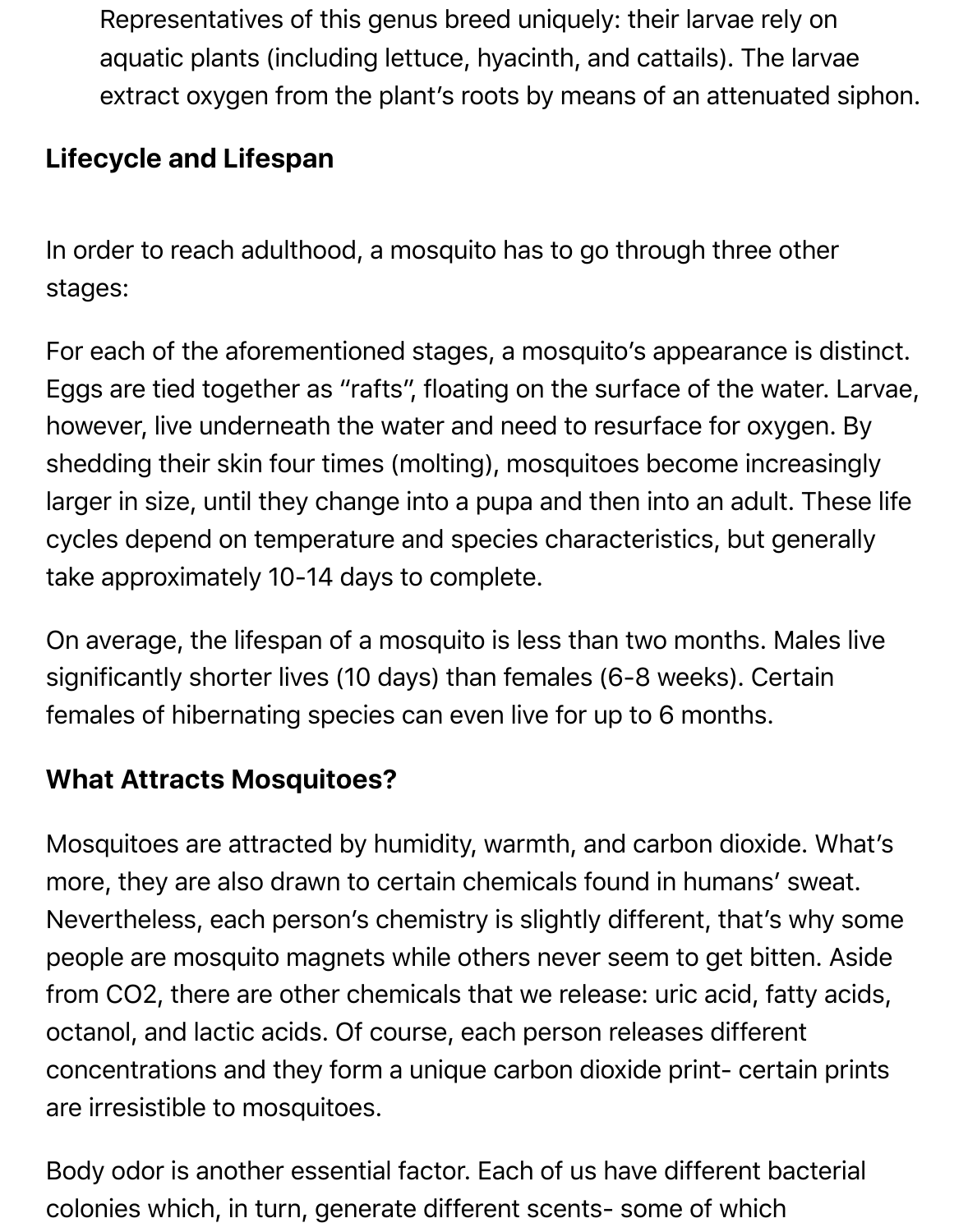Representatives of this genus breed uniquely: their larvae rely on aquatic plants (including lettuce, hyacinth, and cattails). The larvae extract oxygen from the plant's roots by means of an attenuated siphon.

## Lifecycle and Lifespan

In order to reach adulthood, a mosquito has to go through three other stages:

For each of the aforementioned stages, a mosquito's appearance is distinct. Eggs are tied together as "rafts", floating on the surface of the water. Larvae, however, live underneath the water and need to resurface for oxygen. By shedding their skin four times (molting), mosquitoes become increasingly larger in size, until they change into a pupa and then into an adult. These life cycles depend on temperature and species characteristics, but generally take approximately 10-14 days to complete.

On average, the lifespan of a mosquito is less than two months. Males live significantly shorter lives (10 days) than females (6-8 weeks). Certain females of hibernating species can even live for up to 6 months.

## What Attracts Mosquitoes?

Mosquitoes are attracted by humidity, warmth, and carbon dioxide. What's more, they are also drawn to certain chemicals found in humans' sweat. Nevertheless, each person's chemistry is slightly different, that's why some people are mosquito magnets while others never seem to get bitten. Aside from $CO_2$, there are other chemicals that we release: uric acid, fatty acids, octanol, and lactic acids. Of course, each person releases different concentrations and they form a unique carbon dioxide print- certain prints are irresistible to mosquitoes.

Body odor is another essential factor. Each of us have different bacterial colonies which, in turn, generate different scents- some of which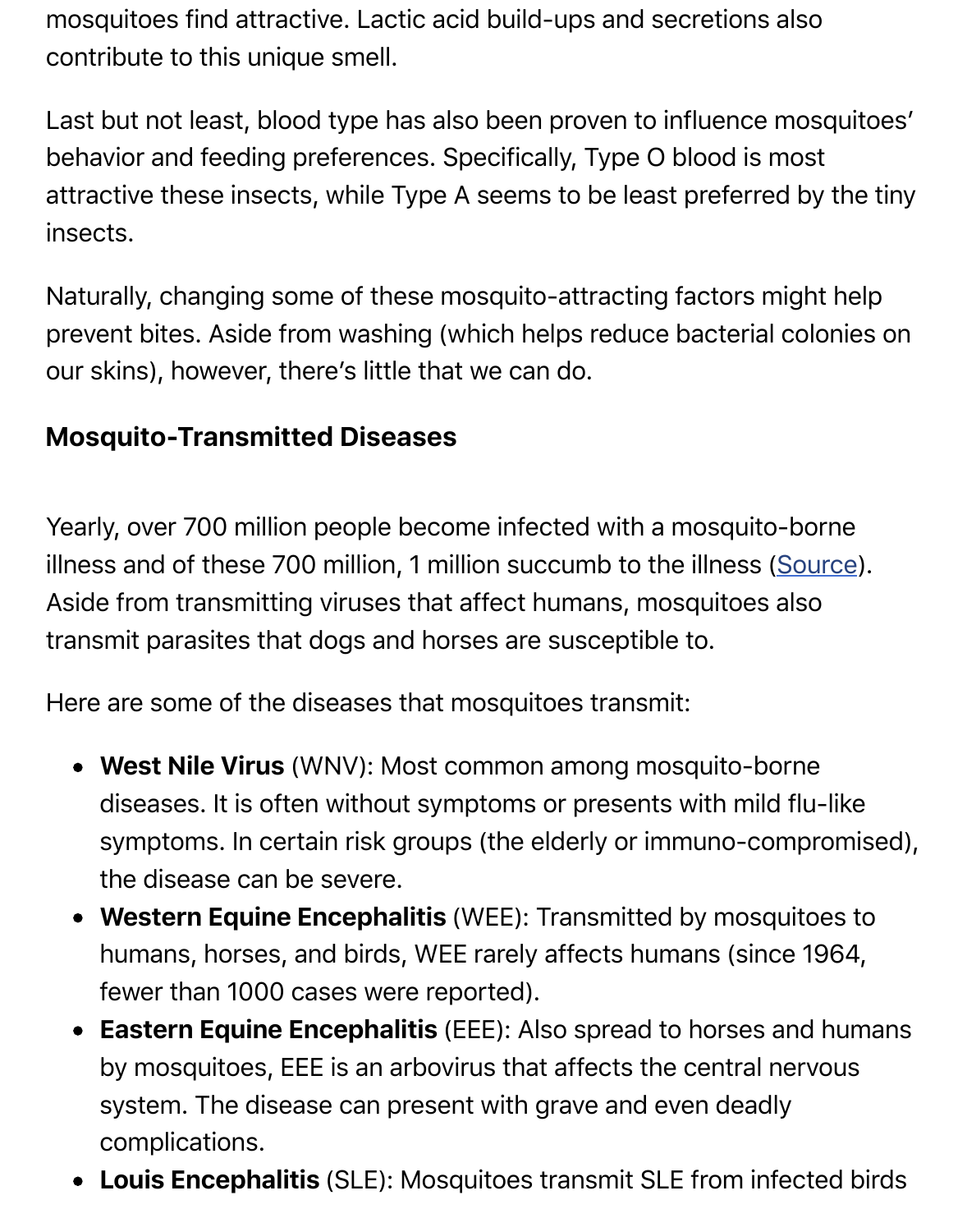mosquitoes find attractive. Lactic acid build-ups and secretions also contribute to this unique smell.

Last but not least, blood type has also been proven to influence mosquitoes' behavior and feeding preferences. Specifically, Type O blood is most attractive these insects, while Type A seems to be least preferred by the tiny insects.

Naturally, changing some of these mosquito-attracting factors might help prevent bites. Aside from washing (which helps reduce bacterial colonies on our skins), however, there's little that we can do.

## Mosquito-Transmitted Diseases

Yearly, over 700 million people become infected with a mosquito-borne illness and of these 700 million, 1 million succumb to the illness (Source). Aside from transmitting viruses that affect humans, mosquitoes also transmit parasites that dogs and horses are susceptible to.

Here are some of the diseases that mosquitoes transmit:

- **West Nile Virus** (WNV): Most common among mosquito-borne diseases. It is often without symptoms or presents with mild flu-like symptoms. In certain risk groups (the elderly or immuno-compromised), the disease can be severe.
- **Western Equine Encephalitis** (WEE): Transmitted by mosquitoes to humans, horses, and birds, WEE rarely affects humans (since 1964, fewer than 1000 cases were reported).
- **Eastern Equine Encephalitis** (EEE): Also spread to horses and humans by mosquitoes, EEE is an arbovirus that affects the central nervous system. The disease can present with grave and even deadly complications.
- **Louis Encephalitis** (SLE): Mosquitoes transmit SLE from infected birds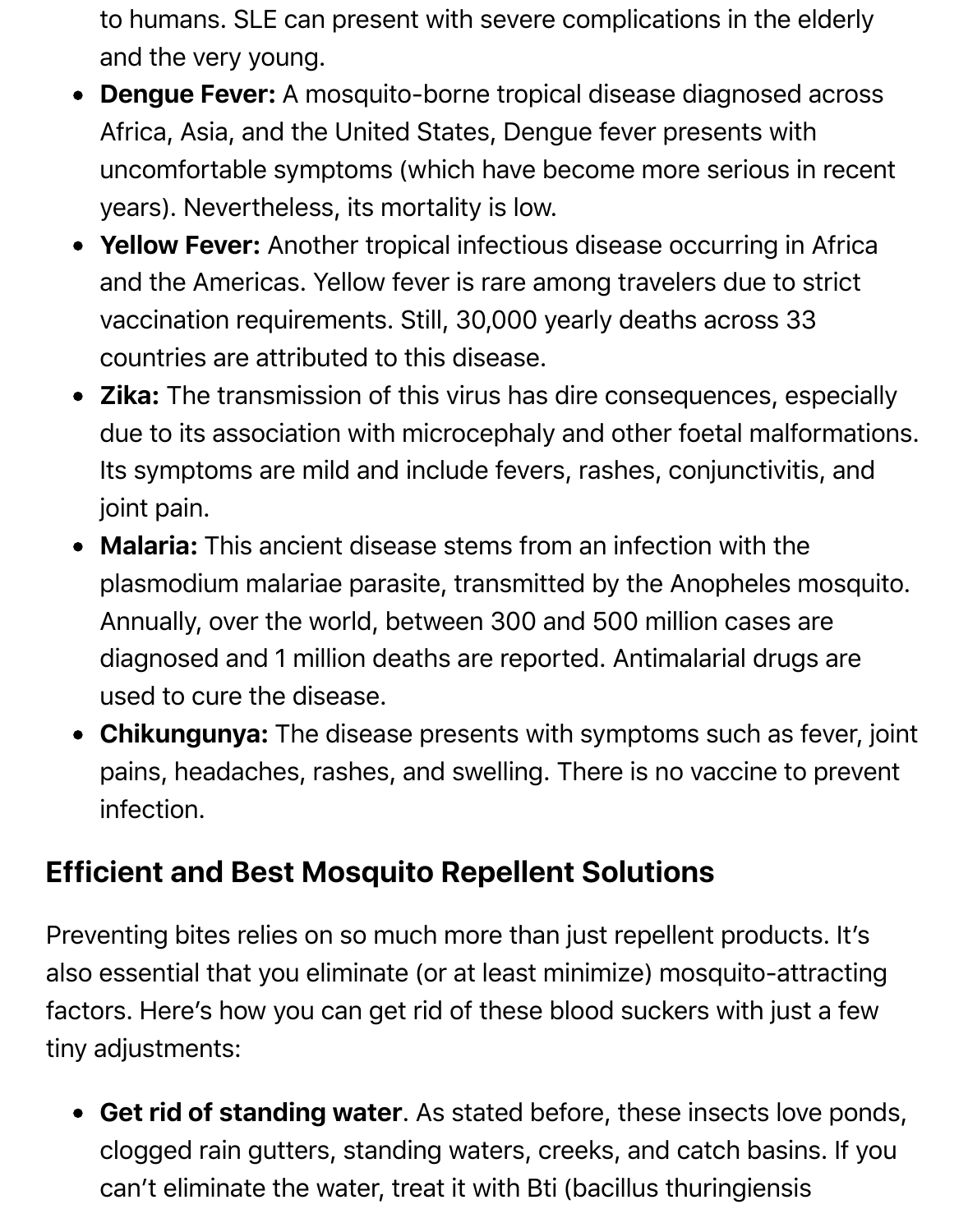to humans. SLE can present with severe complications in the elderly and the very young.

- **Dengue Fever:** A mosquito-borne tropical disease diagnosed across Africa, Asia, and the United States, Dengue fever presents with uncomfortable symptoms (which have become more serious in recent years). Nevertheless, its mortality is low.
- **Yellow Fever:** Another tropical infectious disease occurring in Africa and the Americas. Yellow fever is rare among travelers due to strict vaccination requirements. Still, 30,000 yearly deaths across 33 countries are attributed to this disease.
- **Zika:** The transmission of this virus has dire consequences, especially due to its association with microcephaly and other foetal malformations. Its symptoms are mild and include fevers, rashes, conjunctivitis, and joint pain.
- **Malaria:** This ancient disease stems from an infection with the plasmodium malariae parasite, transmitted by the Anopheles mosquito. Annually, over the world, between 300 and 500 million cases are diagnosed and 1 million deaths are reported. Antimalarial drugs are used to cure the disease.
- **Chikungunya:** The disease presents with symptoms such as fever, joint pains, headaches, rashes, and swelling. There is no vaccine to prevent infection.

## Efficient and Best Mosquito Repellent Solutions

Preventing bites relies on so much more than just repellent products. It's also essential that you eliminate (or at least minimize) mosquito-attracting factors. Here's how you can get rid of these blood suckers with just a few tiny adjustments:

- **Get rid of standing water**. As stated before, these insects love ponds, clogged rain gutters, standing waters, creeks, and catch basins. If you can't eliminate the water, treat it with Bti (bacillus thuringiensis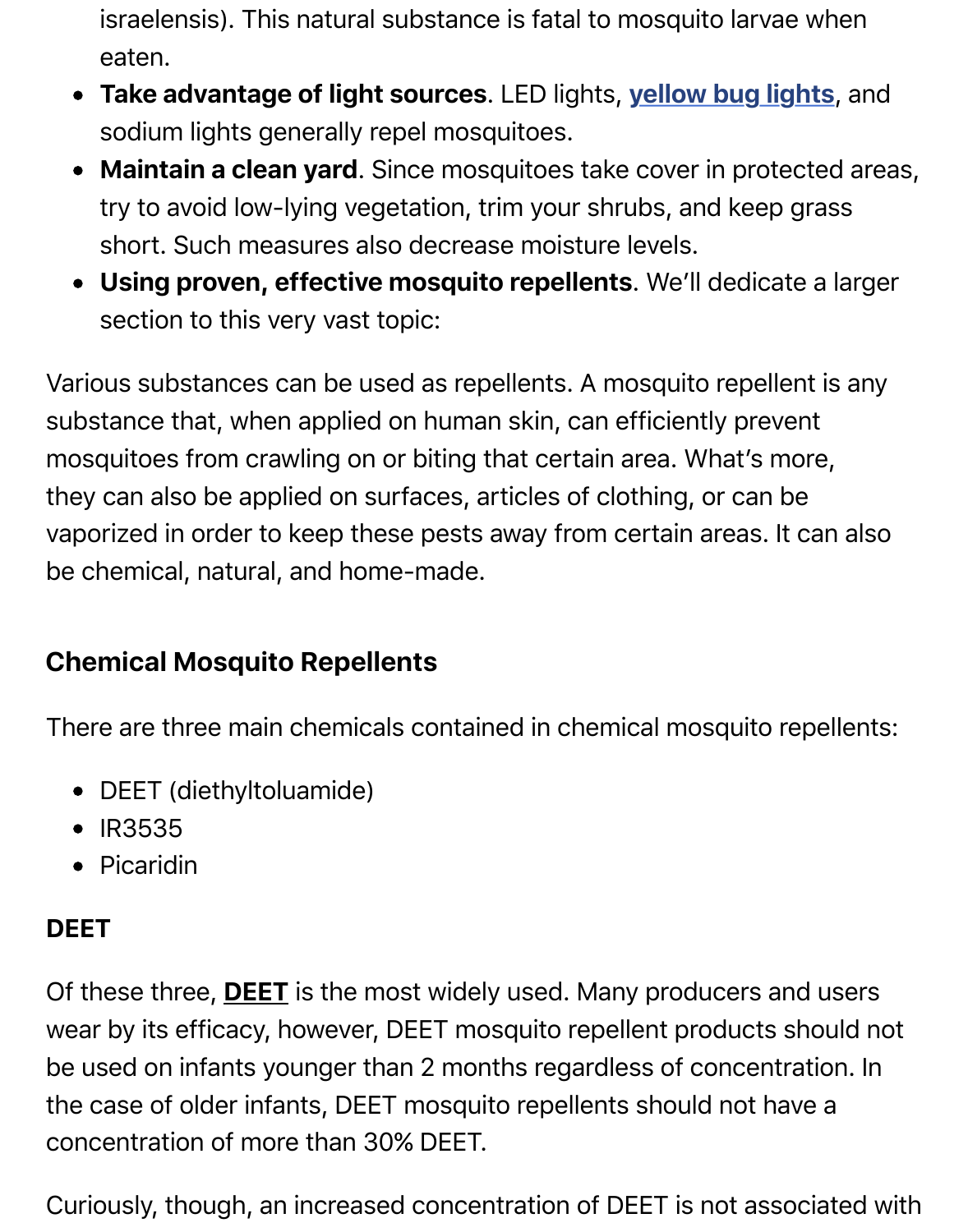israelensis). This natural substance is fatal to mosquito larvae when eaten.

- **Take advantage of light sources**. LED lights, yellow bug lights, and sodium lights generally repel mosquitoes.
- **Maintain a clean yard**. Since mosquitoes take cover in protected areas, try to avoid low-lying vegetation, trim your shrubs, and keep grass short. Such measures also decrease moisture levels.
- **Using proven, effective mosquito repellents**. We'll dedicate a larger section to this very vast topic:

Various substances can be used as repellents. A mosquito repellent is any substance that, when applied on human skin, can efficiently prevent mosquitoes from crawling on or biting that certain area. What's more, they can also be applied on surfaces, articles of clothing, or can be vaporized in order to keep these pests away from certain areas. It can also be chemical, natural, and home-made.

### Chemical Mosquito Repellents

There are three main chemicals contained in chemical mosquito repellents:

- DEET (diethyltoluamide)
- IR3535
- Picaridin

#### DEET

Of these three, **DEET** is the most widely used. Many producers and users wear by its efficacy, however, DEET mosquito repellent products should not be used on infants younger than 2 months regardless of concentration. In the case of older infants, DEET mosquito repellents should not have a concentration of more than 30% DEET.

Curiously, though, an increased concentration of DEET is not associated with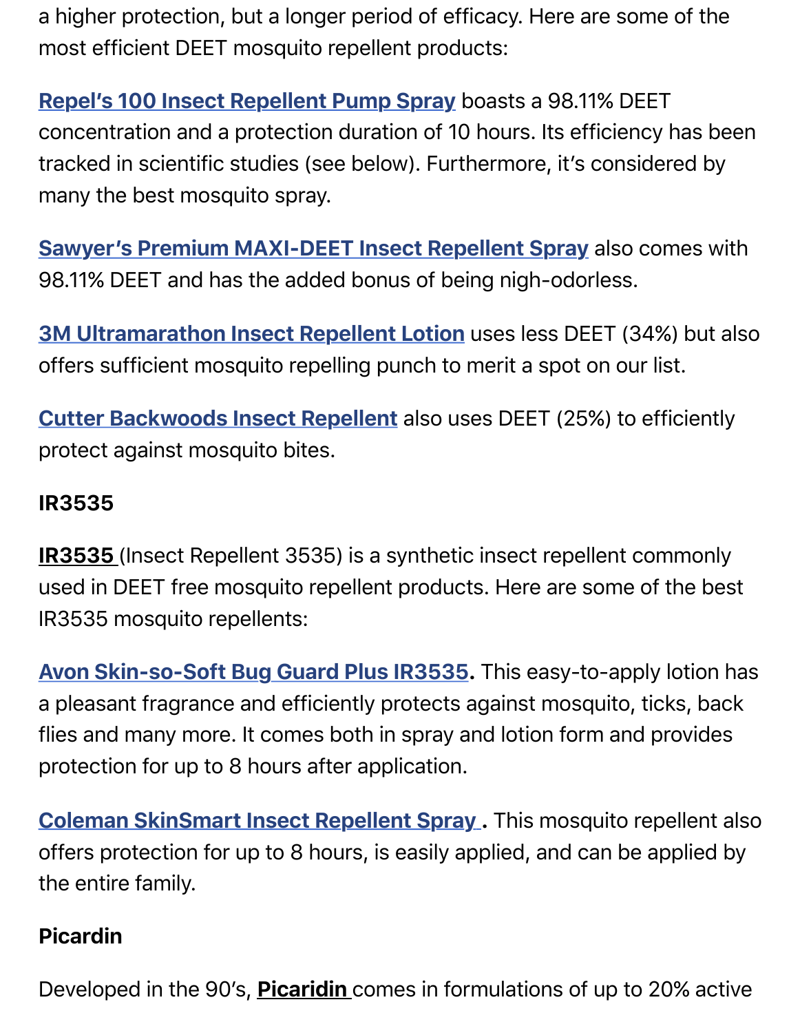a higher protection, but a longer period of efficacy. Here are some of the most efficient DEET mosquito repellent products:

**Repel's 100 Insect Repellent Pump Spray** boasts a 98.11% DEET concentration and a protection duration of 10 hours. Its efficiency has been tracked in scientific studies (see below). Furthermore, it's considered by many the best mosquito spray.

**Sawyer's Premium MAXI-DEET Insect Repellent Spray** also comes with 98.11% DEET and has the added bonus of being nigh-odorless.

**3M Ultramarathon Insect Repellent Lotion** uses less DEET (34%) but also offers sufficient mosquito repelling punch to merit a spot on our list.

**Cutter Backwoods Insect Repellent** also uses DEET (25%) to efficiently protect against mosquito bites.

### IR3535

**IR3535** (Insect Repellent 3535) is a synthetic insect repellent commonly used in DEET free mosquito repellent products. Here are some of the best IR3535 mosquito repellents:

**Avon Skin-so-Soft Bug Guard Plus IR3535.** This easy-to-apply lotion has a pleasant fragrance and efficiently protects against mosquito, ticks, back flies and many more. It comes both in spray and lotion form and provides protection for up to 8 hours after application.

**Coleman SkinSmart Insect Repellent Spray .** This mosquito repellent also offers protection for up to 8 hours, is easily applied, and can be applied by the entire family.

### Picardin

Developed in the 90's, **Picaridin** comes in formulations of up to 20% active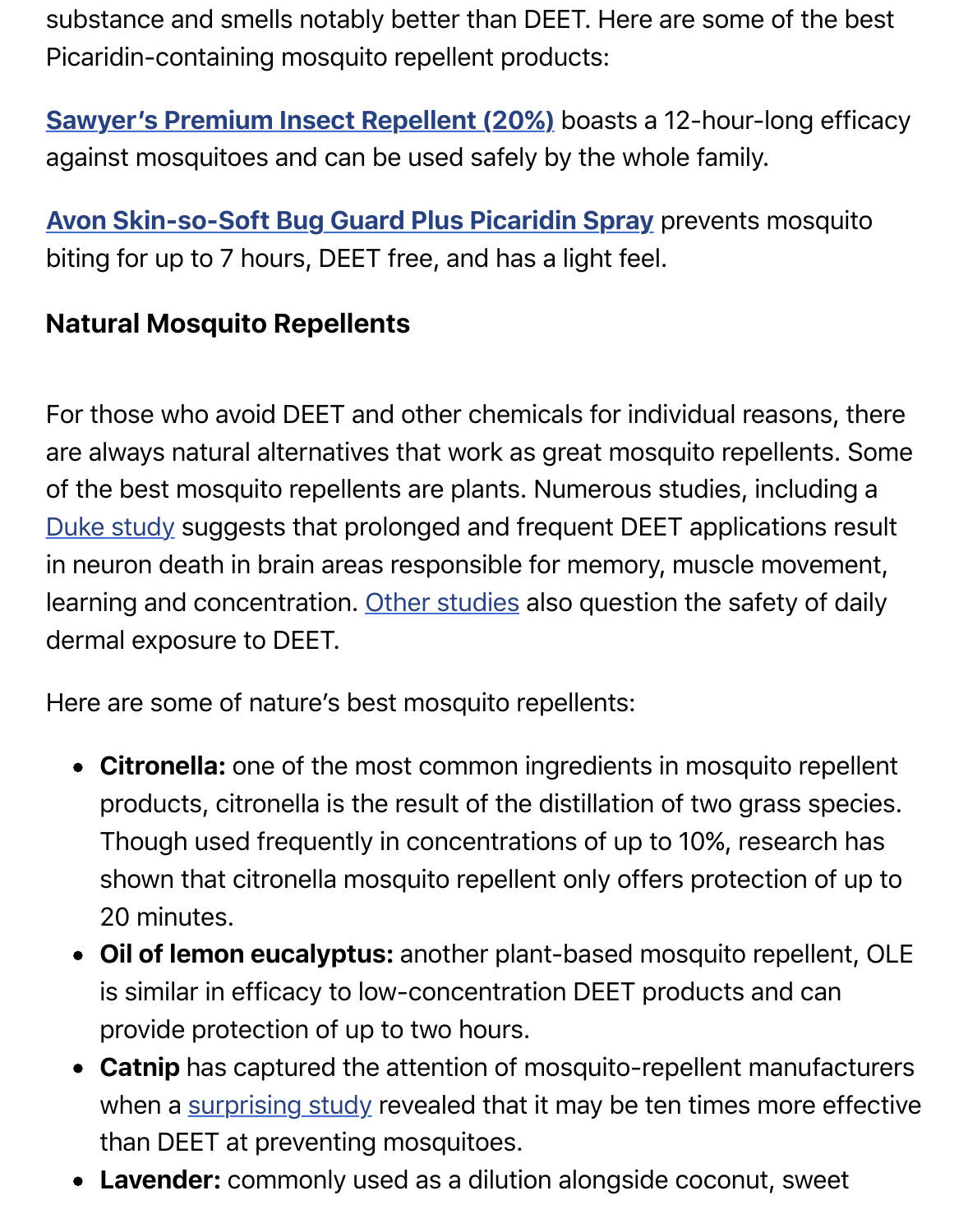substance and smells notably better than DEET. Here are some of the best Picaridin-containing mosquito repellent products:

**Sawyer's Premium Insect Repellent (20%)** boasts a 12-hour-long efficacy against mosquitoes and can be used safely by the whole family.

**Avon Skin-so-Soft Bug Guard Plus Picaridin Spray** prevents mosquito biting for up to 7 hours, DEET free, and has a light feel.

### Natural Mosquito Repellents

For those who avoid DEET and other chemicals for individual reasons, there are always natural alternatives that work as great mosquito repellents. Some of the best mosquito repellents are plants. Numerous studies, including a Duke study suggests that prolonged and frequent DEET applications result in neuron death in brain areas responsible for memory, muscle movement, learning and concentration. Other studies also question the safety of daily dermal exposure to DEET.

Here are some of nature's best mosquito repellents:

- **Citronella:** one of the most common ingredients in mosquito repellent products, citronella is the result of the distillation of two grass species. Though used frequently in concentrations of up to 10%, research has shown that citronella mosquito repellent only offers protection of up to 20 minutes.
- **Oil of lemon eucalyptus:** another plant-based mosquito repellent, OLE is similar in efficacy to low-concentration DEET products and can provide protection of up to two hours.
- **Catnip** has captured the attention of mosquito-repellent manufacturers when a surprising study revealed that it may be ten times more effective than DEET at preventing mosquitoes.
- **Lavender:** commonly used as a dilution alongside coconut, sweet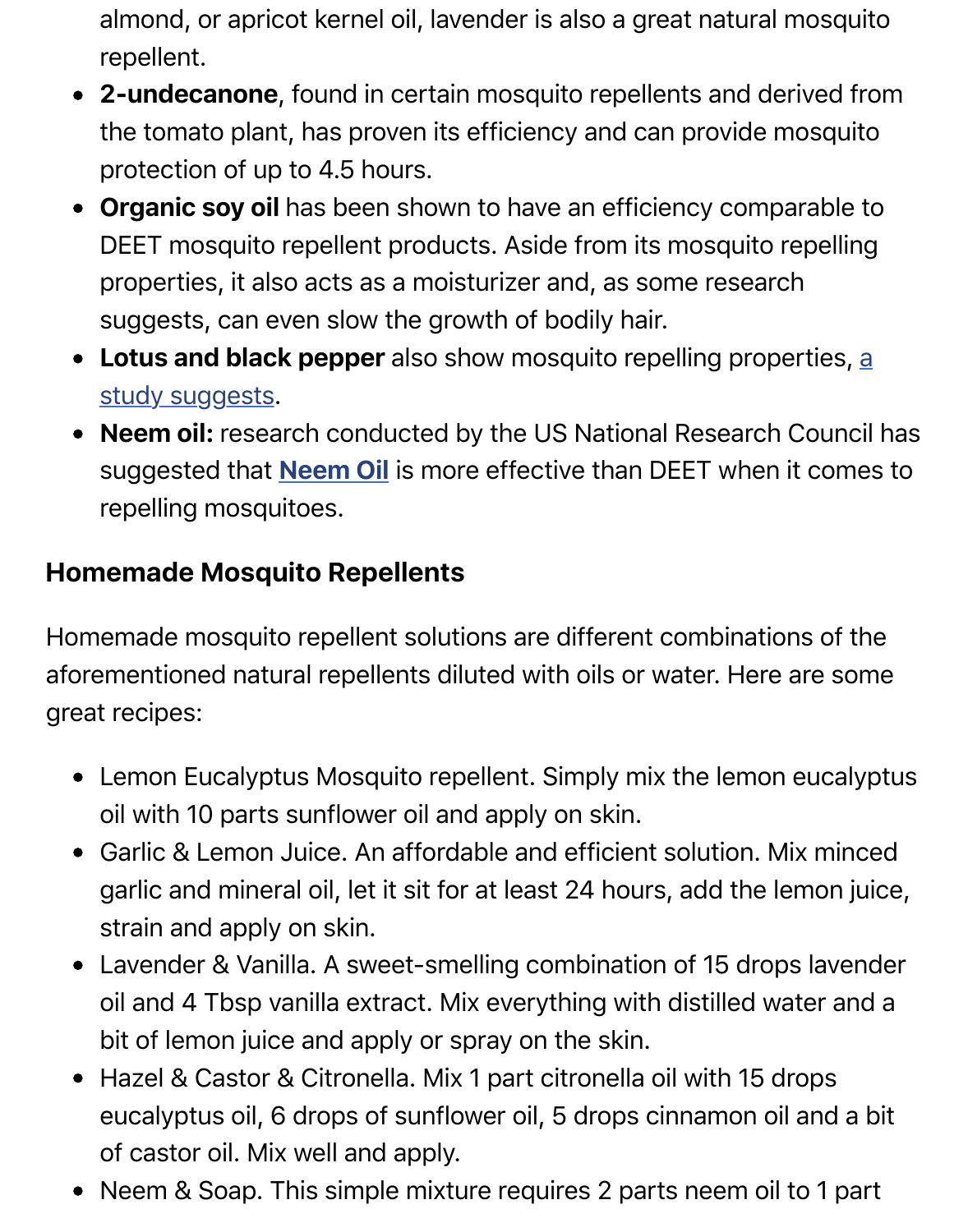almond, or apricot kernel oil, lavender is also a great natural mosquito repellent.

- **2-undecanone**, found in certain mosquito repellents and derived from the tomato plant, has proven its efficiency and can provide mosquito protection of up to 4.5 hours.
- **Organic soy oil** has been shown to have an efficiency comparable to DEET mosquito repellent products. Aside from its mosquito repelling properties, it also acts as a moisturizer and, as some research suggests, can even slow the growth of bodily hair.
- **Lotus and black pepper** also show mosquito repelling properties, a study suggests.
- **Neem oil:** research conducted by the US National Research Council has suggested that **Neem Oil** is more effective than DEET when it comes to repelling mosquitoes.

### Homemade Mosquito Repellents

Homemade mosquito repellent solutions are different combinations of the aforementioned natural repellents diluted with oils or water. Here are some great recipes:

- Lemon Eucalyptus Mosquito repellent. Simply mix the lemon eucalyptus oil with 10 parts sunflower oil and apply on skin.
- Garlic & Lemon Juice. An affordable and efficient solution. Mix minced garlic and mineral oil, let it sit for at least 24 hours, add the lemon juice, strain and apply on skin.
- Lavender & Vanilla. A sweet-smelling combination of 15 drops lavender oil and 4 Tbsp vanilla extract. Mix everything with distilled water and a bit of lemon juice and apply or spray on the skin.
- Hazel & Castor & Citronella. Mix 1 part citronella oil with 15 drops eucalyptus oil, 6 drops of sunflower oil, 5 drops cinnamon oil and a bit of castor oil. Mix well and apply.
- Neem & Soap. This simple mixture requires 2 parts neem oil to 1 part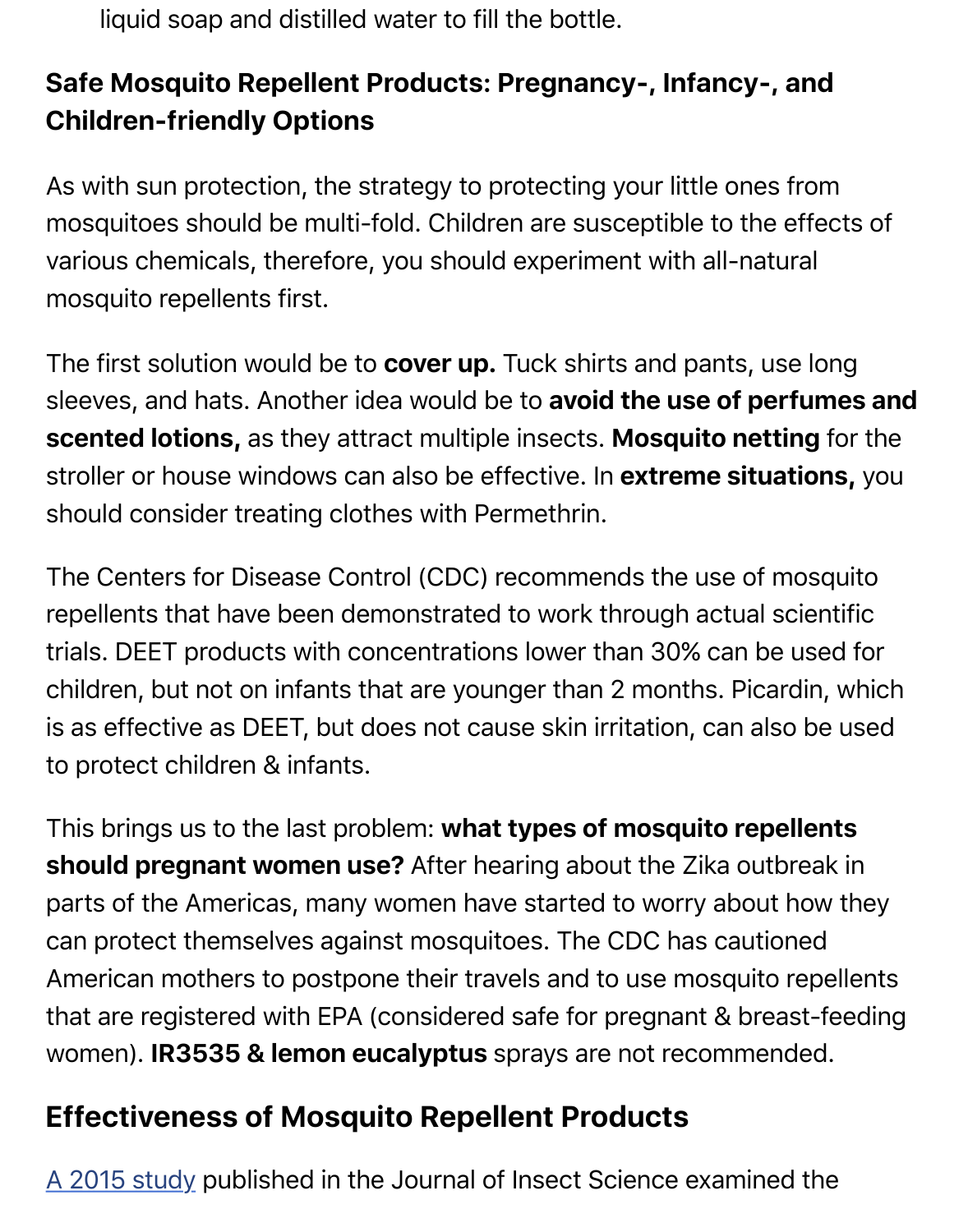liquid soap and distilled water to fill the bottle.

**Safe Mosquito Repellent Products: Pregnancy-, Infancy-, and Children-friendly Options**

As with sun protection, the strategy to protecting your little ones from mosquitoes should be multi-fold. Children are susceptible to the effects of various chemicals, therefore, you should experiment with all-natural mosquito repellents first.

The first solution would be to **cover up.** Tuck shirts and pants, use long sleeves, and hats. Another idea would be to **avoid the use of perfumes and scented lotions,** as they attract multiple insects. **Mosquito netting** for the stroller or house windows can also be effective. In **extreme situations,** you should consider treating clothes with Permethrin.

The Centers for Disease Control (CDC) recommends the use of mosquito repellents that have been demonstrated to work through actual scientific trials. DEET products with concentrations lower than 30% can be used for children, but not on infants that are younger than 2 months. Picardin, which is as effective as DEET, but does not cause skin irritation, can also be used to protect children & infants.

This brings us to the last problem: **what types of mosquito repellents should pregnant women use?** After hearing about the Zika outbreak in parts of the Americas, many women have started to worry about how they can protect themselves against mosquitoes. The CDC has cautioned American mothers to postpone their travels and to use mosquito repellents that are registered with EPA (considered safe for pregnant & breast-feeding women). **IR3535 & lemon eucalyptus** sprays are not recommended.

## Effectiveness of Mosquito Repellent Products

[A 2015 study](#) published in the Journal of Insect Science examined the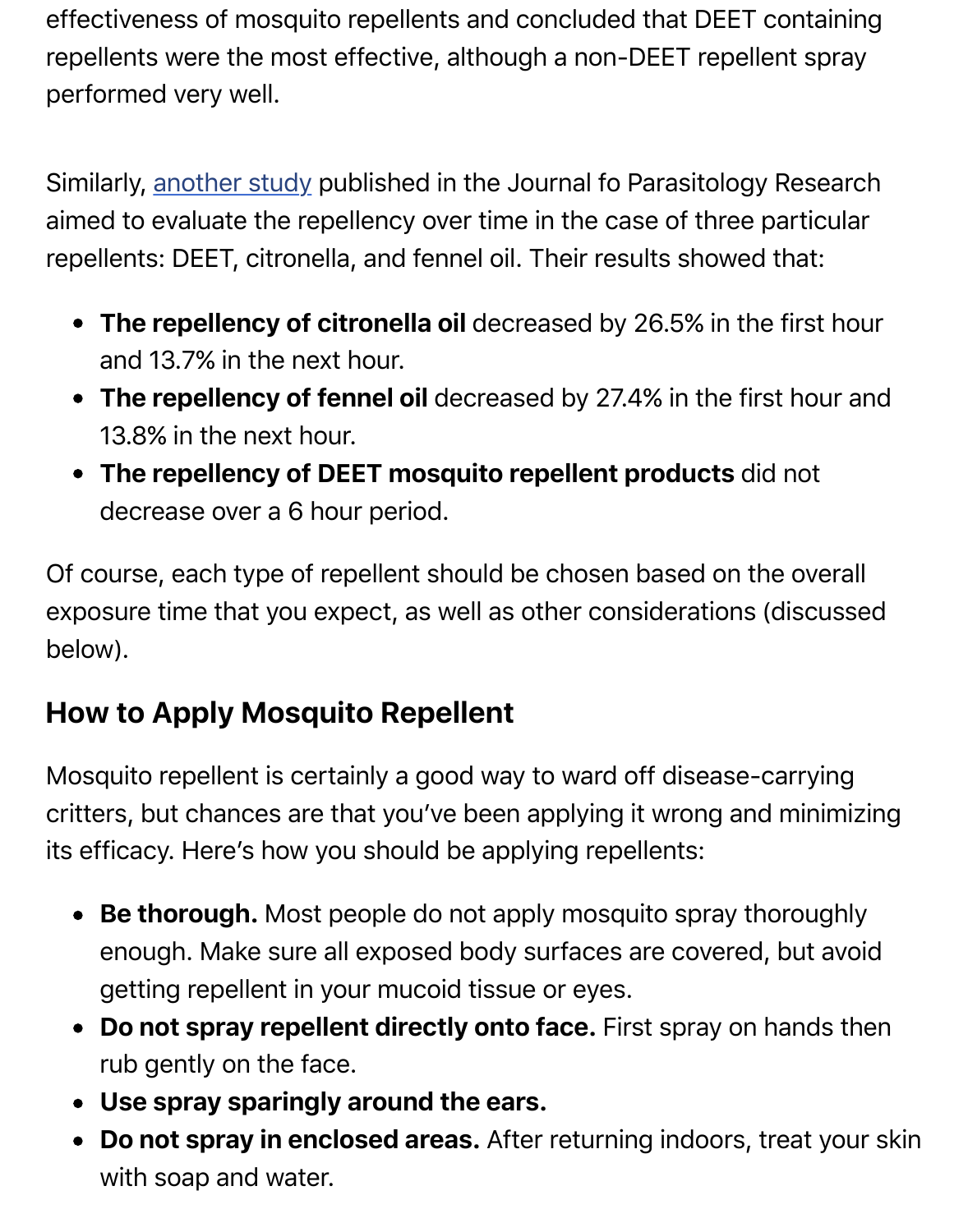effectiveness of mosquito repellents and concluded that DEET containing repellents were the most effective, although a non-DEET repellent spray performed very well.

Similarly, another study published in the Journal fo Parasitology Research aimed to evaluate the repellency over time in the case of three particular repellents: DEET, citronella, and fennel oil. Their results showed that:

- **The repellency of citronella oil** decreased by 26.5% in the first hour and 13.7% in the next hour.
- **The repellency of fennel oil** decreased by 27.4% in the first hour and 13.8% in the next hour.
- **The repellency of DEET mosquito repellent products** did not decrease over a 6 hour period.

Of course, each type of repellent should be chosen based on the overall exposure time that you expect, as well as other considerations (discussed below).

## How to Apply Mosquito Repellent

Mosquito repellent is certainly a good way to ward off disease-carrying critters, but chances are that you've been applying it wrong and minimizing its efficacy. Here's how you should be applying repellents:

- **Be thorough.** Most people do not apply mosquito spray thoroughly enough. Make sure all exposed body surfaces are covered, but avoid getting repellent in your mucoid tissue or eyes.
- **Do not spray repellent directly onto face.** First spray on hands then rub gently on the face.
- **Use spray sparingly around the ears.**
- **Do not spray in enclosed areas.** After returning indoors, treat your skin with soap and water.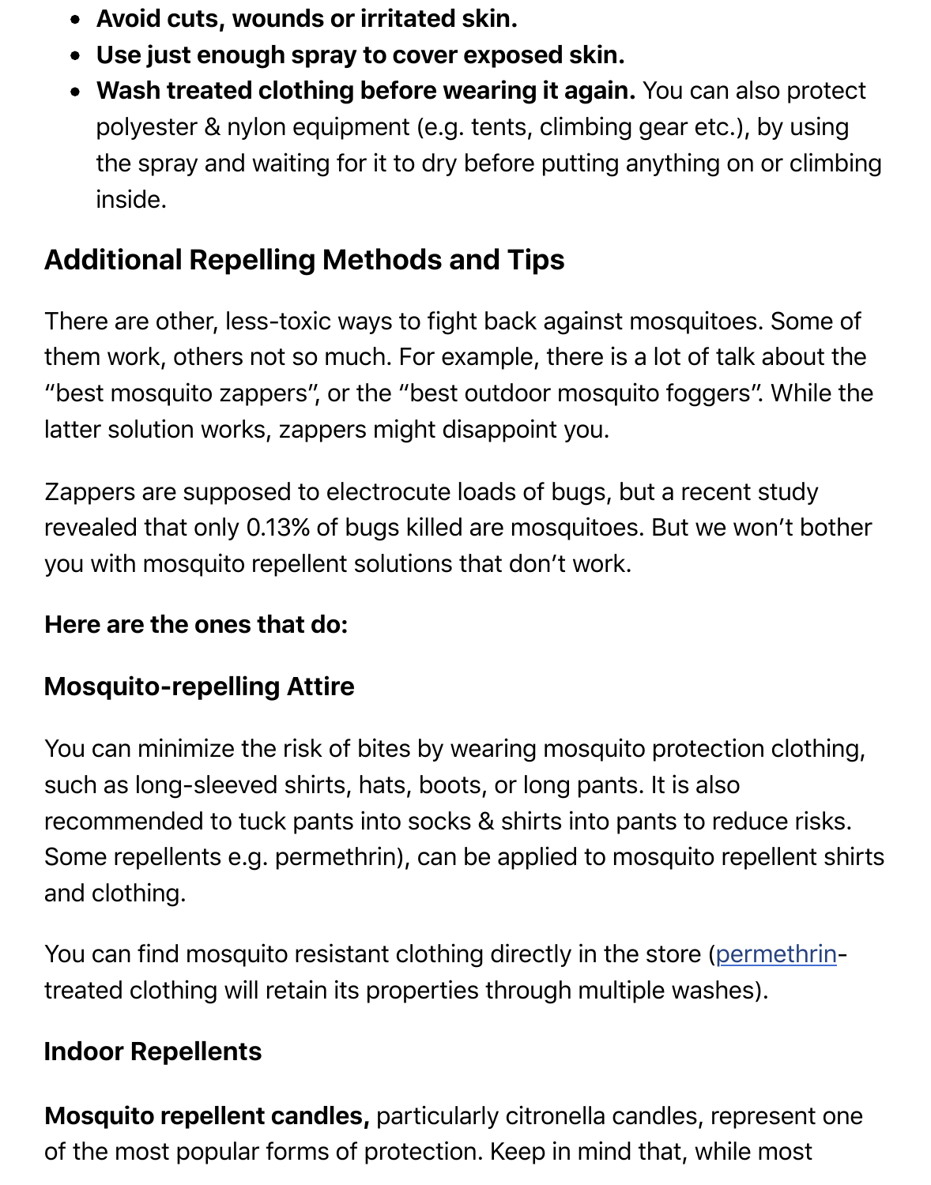- **Avoid cuts, wounds or irritated skin.**
- **Use just enough spray to cover exposed skin.**
- **Wash treated clothing before wearing it again.** You can also protect polyester & nylon equipment (e.g. tents, climbing gear etc.), by using the spray and waiting for it to dry before putting anything on or climbing inside.

## Additional Repelling Methods and Tips

There are other, less-toxic ways to fight back against mosquitoes. Some of them work, others not so much. For example, there is a lot of talk about the "best mosquito zappers", or the "best outdoor mosquito foggers". While the latter solution works, zappers might disappoint you.

Zappers are supposed to electrocute loads of bugs, but a recent study revealed that only 0.13% of bugs killed are mosquitoes. But we won't bother you with mosquito repellent solutions that don't work.

**Here are the ones that do:**

### Mosquito-repelling Attire

You can minimize the risk of bites by wearing mosquito protection clothing, such as long-sleeved shirts, hats, boots, or long pants. It is also recommended to tuck pants into socks & shirts into pants to reduce risks. Some repellents e.g. permethrin), can be applied to mosquito repellent shirts and clothing.

You can find mosquito resistant clothing directly in the store (permethrin-treated clothing will retain its properties through multiple washes).

### Indoor Repellents

**Mosquito repellent candles,** particularly citronella candles, represent one of the most popular forms of protection. Keep in mind that, while most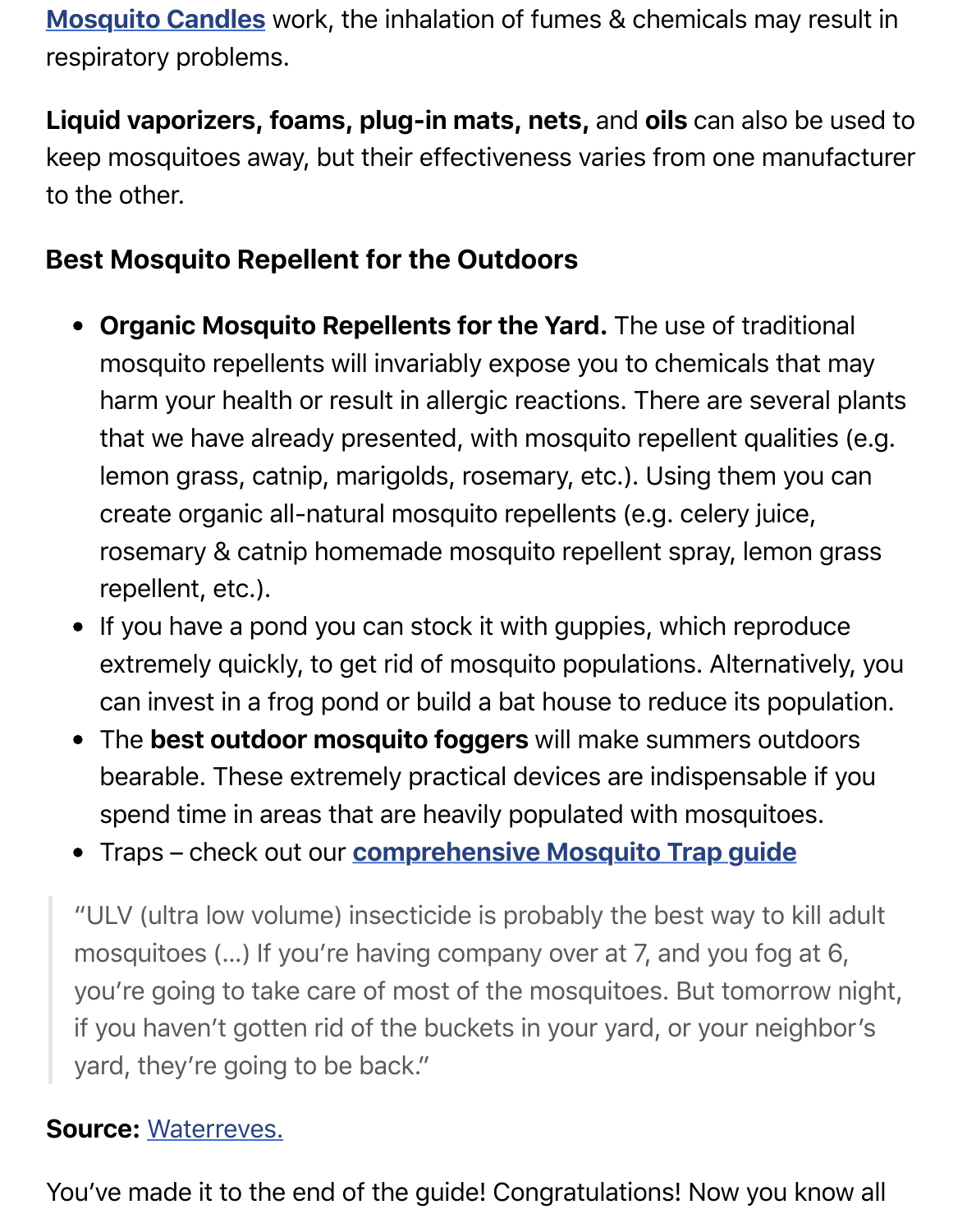[Mosquito Candles](#) work, the inhalation of fumes & chemicals may result in respiratory problems.

**Liquid vaporizers, foams, plug-in mats, nets,** and **oils** can also be used to keep mosquitoes away, but their effectiveness varies from one manufacturer to the other.

### Best Mosquito Repellent for the Outdoors

- **Organic Mosquito Repellents for the Yard.** The use of traditional mosquito repellents will invariably expose you to chemicals that may harm your health or result in allergic reactions. There are several plants that we have already presented, with mosquito repellent qualities (e.g. lemon grass, catnip, marigolds, rosemary, etc.). Using them you can create organic all-natural mosquito repellents (e.g. celery juice, rosemary & catnip homemade mosquito repellent spray, lemon grass repellent, etc.).
- If you have a pond you can stock it with guppies, which reproduce extremely quickly, to get rid of mosquito populations. Alternatively, you can invest in a frog pond or build a bat house to reduce its population.
- The **best outdoor mosquito foggers** will make summers outdoors bearable. These extremely practical devices are indispensable if you spend time in areas that are heavily populated with mosquitoes.
- Traps – check out our [comprehensive Mosquito Trap guide](#)

> "ULV (ultra low volume) insecticide is probably the best way to kill adult mosquitoes (…) If you're having company over at 7, and you fog at 6, you're going to take care of most of the mosquitoes. But tomorrow night, if you haven't gotten rid of the buckets in your yard, or your neighbor's yard, they're going to be back."

**Source:** [Waterreves.](#)

You've made it to the end of the guide! Congratulations! Now you know all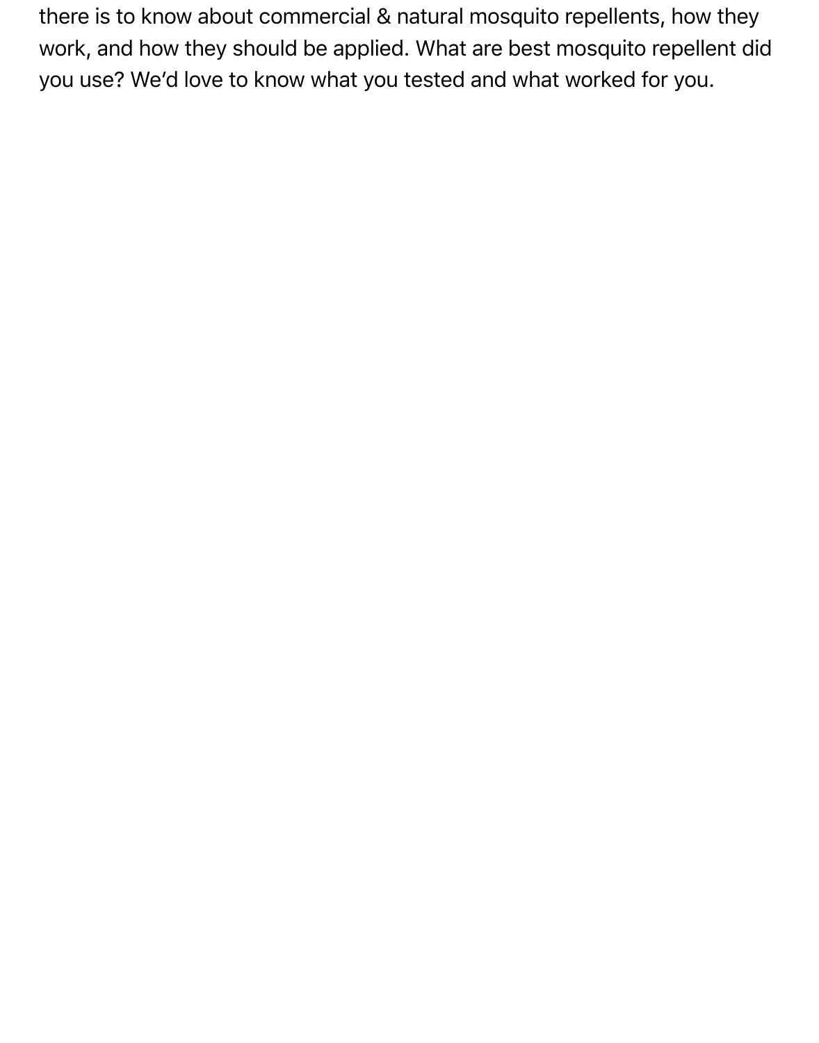there is to know about commercial & natural mosquito repellents, how they work, and how they should be applied. What are best mosquito repellent did you use? We'd love to know what you tested and what worked for you.